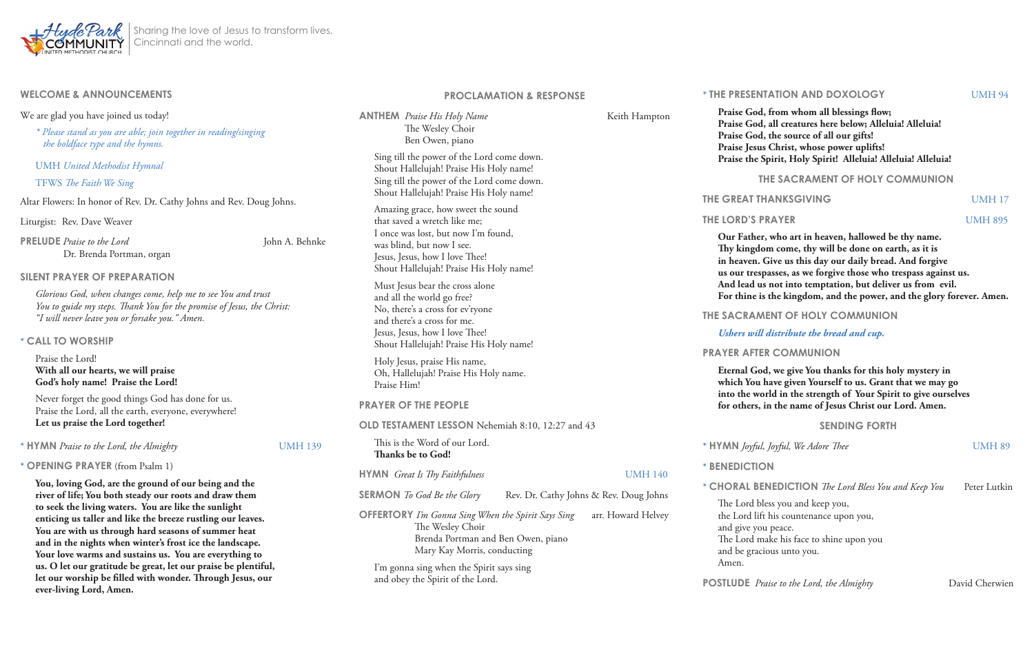Hyde Park Community United Methodist Church

Sharing the love of Jesus to transform lives, Cincinnati and the world.

## WELCOME & ANNOUNCEMENTS

We are glad you have joined us today!

*\* Please stand as you are able; join together in reading/singing the boldface type and the hymns.*

UMH *United Methodist Hymnal*

TFWS *The Faith We Sing*

Altar Flowers: In honor of Rev. Dr. Cathy Johns and Rev. Doug Johns.

Liturgist: Rev. Dave Weaver

**PRELUDE** *Praise to the Lord* — John A. Behnke
Dr. Brenda Portman, organ

## SILENT PRAYER OF PREPARATION

*Glorious God, when changes come, help me to see You and trust You to guide my steps. Thank You for the promise of Jesus, the Christ: "I will never leave you or forsake you." Amen.*

## * CALL TO WORSHIP

Praise the Lord!
**With all our hearts, we will praise God's holy name! Praise the Lord!**

Never forget the good things God has done for us.
Praise the Lord, all the earth, everyone, everywhere!
**Let us praise the Lord together!**

**\* HYMN** *Praise to the Lord, the Almighty* — UMH 139

**\* OPENING PRAYER** (from Psalm 1)

**You, loving God, are the ground of our being and the river of life; You both steady our roots and draw them to seek the living waters. You are like the sunlight enticing us taller and like the breeze rustling our leaves. You are with us through hard seasons of summer heat and in the nights when winter's frost ice the landscape. Your love warms and sustains us. You are everything to us. O let our gratitude be great, let our praise be plentiful, let our worship be filled with wonder. Through Jesus, our ever-living Lord, Amen.**

## PROCLAMATION & RESPONSE

**ANTHEM** *Praise His Holy Name* — Keith Hampton
The Wesley Choir
Ben Owen, piano

Sing till the power of the Lord come down.
Shout Hallelujah! Praise His Holy name!
Sing till the power of the Lord come down.
Shout Hallelujah! Praise His Holy name!

Amazing grace, how sweet the sound
that saved a wretch like me;
I once was lost, but now I'm found,
was blind, but now I see.
Jesus, Jesus, how I love Thee!
Shout Hallelujah! Praise His Holy name!

Must Jesus bear the cross alone
and all the world go free?
No, there's a cross for ev'ryone
and there's a cross for me.
Jesus, Jesus, how I love Thee!
Shout Hallelujah! Praise His Holy name!

Holy Jesus, praise His name,
Oh, Hallelujah! Praise His Holy name.
Praise Him!

## PRAYER OF THE PEOPLE

**OLD TESTAMENT LESSON** Nehemiah 8:10, 12:27 and 43

This is the Word of our Lord.
**Thanks be to God!**

**HYMN** *Great Is Thy Faithfulness* — UMH 140

**SERMON** *To God Be the Glory* — Rev. Dr. Cathy Johns & Rev. Doug Johns

**OFFERTORY** *I'm Gonna Sing When the Spirit Says Sing* — arr. Howard Helvey
The Wesley Choir
Brenda Portman and Ben Owen, piano
Mary Kay Morris, conducting

I'm gonna sing when the Spirit says sing
and obey the Spirit of the Lord.

## * THE PRESENTATION AND DOXOLOGY — UMH 94

**Praise God, from whom all blessings flow;**
**Praise God, all creatures here below; Alleluia! Alleluia!**
**Praise God, the source of all our gifts!**
**Praise Jesus Christ, whose power uplifts!**
**Praise the Spirit, Holy Spirit! Alleluia! Alleluia! Alleluia!**

## THE SACRAMENT OF HOLY COMMUNION

**THE GREAT THANKSGIVING** — UMH 17

**THE LORD'S PRAYER** — UMH 895

**Our Father, who art in heaven, hallowed be thy name. Thy kingdom come, thy will be done on earth, as it is in heaven. Give us this day our daily bread. And forgive us our trespasses, as we forgive those who trespass against us. And lead us not into temptation, but deliver us from evil. For thine is the kingdom, and the power, and the glory forever. Amen.**

**THE SACRAMENT OF HOLY COMMUNION**

***Ushers will distribute the bread and cup.***

**PRAYER AFTER COMMUNION**

**Eternal God, we give You thanks for this holy mystery in which You have given Yourself to us. Grant that we may go into the world in the strength of Your Spirit to give ourselves for others, in the name of Jesus Christ our Lord. Amen.**

## SENDING FORTH

**\* HYMN** *Joyful, Joyful, We Adore Thee* — UMH 89

**\* BENEDICTION**

**\* CHORAL BENEDICTION** *The Lord Bless You and Keep You* — Peter Lutkin

The Lord bless you and keep you,
the Lord lift his countenance upon you,
and give you peace.
The Lord make his face to shine upon you
and be gracious unto you.
Amen.

**POSTLUDE** *Praise to the Lord, the Almighty* — David Cherwien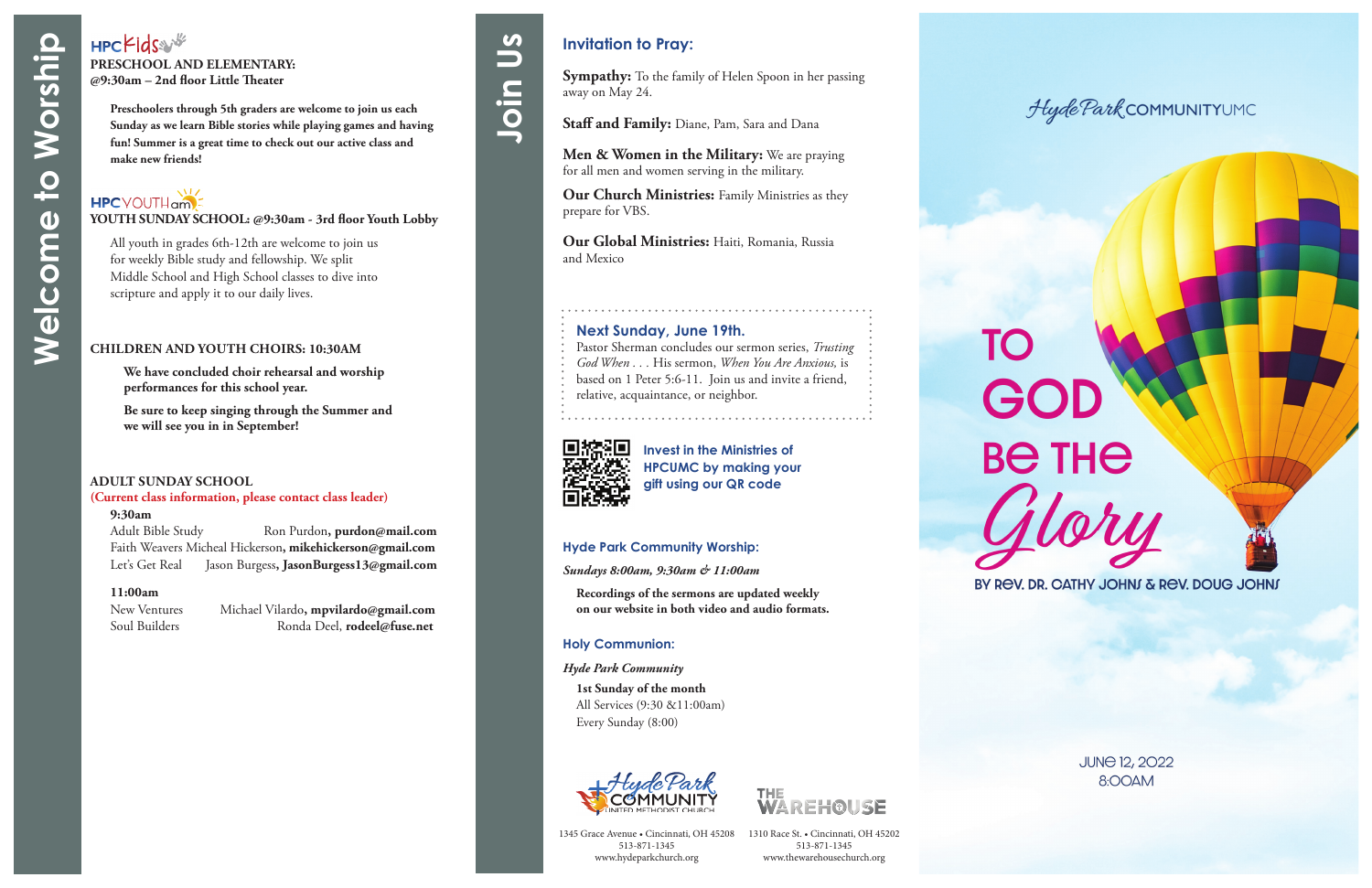# Welcome to Worship

## HPC Kids

**PRESCHOOL AND ELEMENTARY: @9:30am – 2nd floor Little Theater**

**Preschoolers through 5th graders are welcome to join us each Sunday as we learn Bible stories while playing games and having fun! Summer is a great time to check out our active class and make new friends!**

## HPC YOUTH am

**YOUTH SUNDAY SCHOOL: @9:30am - 3rd floor Youth Lobby**

All youth in grades 6th-12th are welcome to join us for weekly Bible study and fellowship. We split Middle School and High School classes to dive into scripture and apply it to our daily lives.

**CHILDREN AND YOUTH CHOIRS: 10:30AM**

**We have concluded choir rehearsal and worship performances for this school year.**

**Be sure to keep singing through the Summer and we will see you in in September!**

**ADULT SUNDAY SCHOOL**

**(Current class information, please contact class leader)**

**9:30am**

Adult Bible Study — Ron Purdon, **purdon@mail.com**
Faith Weavers Micheal Hickerson, **mikehickerson@gmail.com**
Let's Get Real — Jason Burgess, **JasonBurgess13@gmail.com**

**11:00am**

New Ventures — Michael Vilardo, **mpvilardo@gmail.com**
Soul Builders — Ronda Deel, **rodeel@fuse.net**

# Join Us

## Invitation to Pray:

**Sympathy:** To the family of Helen Spoon in her passing away on May 24.

**Staff and Family:** Diane, Pam, Sara and Dana

**Men & Women in the Military:** We are praying for all men and women serving in the military.

**Our Church Ministries:** Family Ministries as they prepare for VBS.

**Our Global Ministries:** Haiti, Romania, Russia and Mexico

## Next Sunday, June 19th.

Pastor Sherman concludes our sermon series, *Trusting God When . . .* His sermon, *When You Are Anxious,* is based on 1 Peter 5:6-11. Join us and invite a friend, relative, acquaintance, or neighbor.

**Invest in the Ministries of HPCUMC by making your gift using our QR code**

## Hyde Park Community Worship:

***Sundays 8:00am, 9:30am & 11:00am***

**Recordings of the sermons are updated weekly on our website in both video and audio formats.**

## Holy Communion:

*Hyde Park Community*

**1st Sunday of the month**
All Services (9:30 &11:00am)
Every Sunday (8:00)

Hyde Park Community United Methodist Church
1345 Grace Avenue • Cincinnati, OH 45208
513-871-1345
www.hydeparkchurch.org

The Warehouse
1310 Race St. • Cincinnati, OH 45202
513-871-1345
www.thewarehousechurch.org

Hyde Park COMMUNITY UMC

# TO GOD BE THE *Glory*

BY REV. DR. CATHY JOHNS & REV. DOUG JOHNS

JUNE 12, 2022
8:00AM